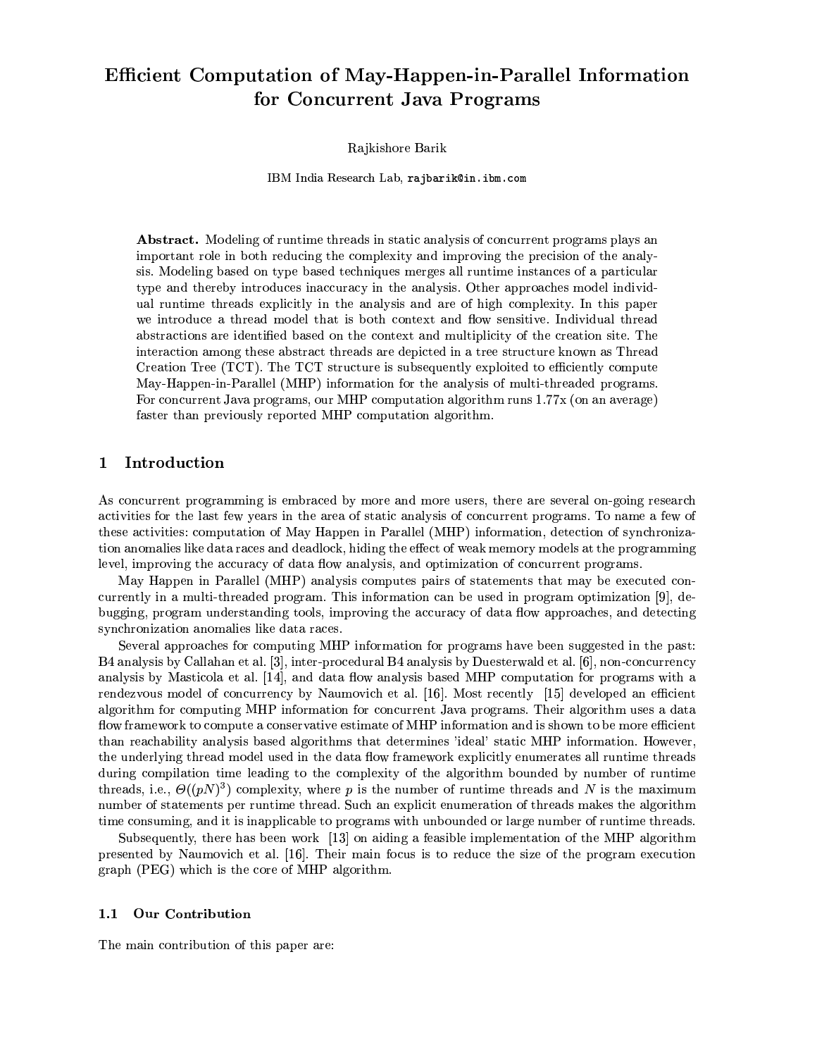# Efficient Computation of May-Happen-in-Parallel Information for Concurrent Java Programs

Rajkishore Barik

IBM India Research Lab, rajbarik@in.ibm.com

**Abstract.** Modeling of runtime threads in static analysis of concurrent programs plays an important role in both reducing the complexity and improving the precision of the analysis. Modeling based on type based techniques merges all runtime instances of a particular type and thereby introduces inaccuracy in the analysis. Other approaches model individual runtime threads explicitly in the analysis and are of high complexity. In this paper we introduce a thread model that is both context and flow sensitive. Individual thread abstractions are identified based on the context and multiplicity of the creation site. The interaction among these abstract threads are depicted in a tree structure known as Thread Creation Tree (TCT). The TCT structure is subsequently exploited to efficiently compute May-Happen-in-Parallel (MHP) information for the analysis of multi-threaded programs. For concurrent Java programs, our MHP computation algorithm runs 1.77x (on an average) faster than previously reported MHP computation algorithm.

## 1 Introduction

As concurrent programming is embraced by more and more users, there are several on-going research activities for the last few years in the area of static analysis of concurrent programs. To name a few of these activities: computation of May Happen in Parallel (MHP) information, detection of synchronization anomalies like data races and deadlock, hiding the effect of weak memory models at the programming level, improving the accuracy of data flow analysis, and optimization of concurrent programs.

May Happen in Parallel (MHP) analysis computes pairs of statements that may be executed concurrently in a multi-threaded program. This information can be used in program optimization [9], debugging, program understanding tools, improving the accuracy of data flow approaches, and detecting synchronization anomalies like data races.

Several approaches for computing MHP information for programs have been suggested in the past: B4 analysis by Callahan et al. [3], inter-procedural B4 analysis by Duesterwald et al. [6], non-concurrency analysis by Masticola et al. [14], and data flow analysis based MHP computation for programs with a rendezvous model of concurrency by Naumovich et al. [16]. Most recently [15] developed an efficient algorithm for computing MHP information for concurrent Java programs. Their algorithm uses a data flow framework to compute a conservative estimate of MHP information and is shown to be more efficient than reachability analysis based algorithms that determines 'ideal' static MHP information. However, the underlying thread model used in the data flow framework explicitly enumerates all runtime threads during compilation time leading to the complexity of the algorithm bounded by number of runtime threads, i.e., $\Theta((pN)^3)$ complexity, where $p$ is the number of runtime threads and $N$ is the maximum number of statements per runtime thread. Such an explicit enumeration of threads makes the algorithm time consuming, and it is inapplicable to programs with unbounded or large number of runtime threads.

Subsequently, there has been work [13] on aiding a feasible implementation of the MHP algorithm presented by Naumovich et al. [16]. Their main focus is to reduce the size of the program execution graph (PEG) which is the core of MHP algorithm.

### 1.1 Our Contribution

The main contribution of this paper are: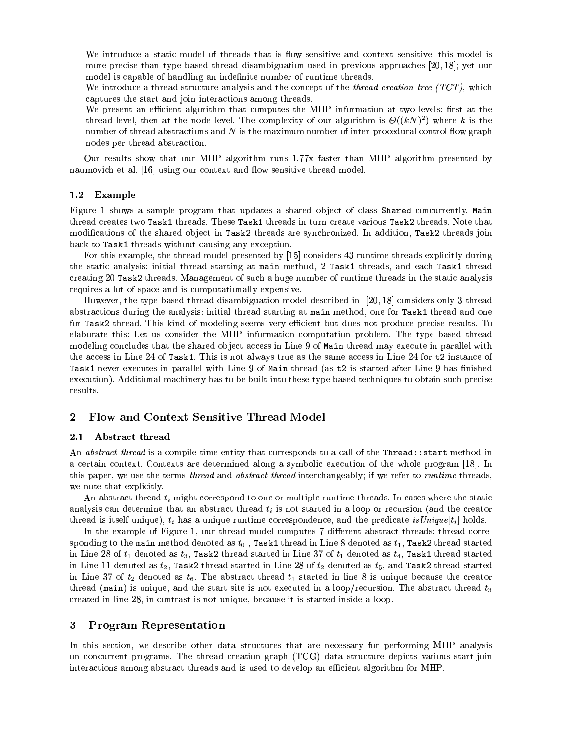- We introduce a static model of threads that is flow sensitive and context sensitive; this model is more precise than type based thread disambiguation used in previous approaches [20, 18]; yet our model is capable of handling an indefinite number of runtime threads.
- We introduce a thread structure analysis and the concept of the *thread creation tree (TCT)*, which captures the start and join interactions among threads.
- We present an efficient algorithm that computes the MHP information at two levels: first at the thread level, then at the node level. The complexity of our algorithm is $\Theta((kN)^2)$ where $k$ is the number of thread abstractions and $N$ is the maximum number of inter-procedural control flow graph nodes per thread abstraction.

Our results show that our MHP algorithm runs 1.77x faster than MHP algorithm presented by naumovich et al. [16] using our context and flow sensitive thread model.

### 1.2 Example

Figure 1 shows a sample program that updates a shared object of class `Shared` concurrently. `Main` thread creates two `Task1` threads. These `Task1` threads in turn create various `Task2` threads. Note that modifications of the shared object in `Task2` threads are synchronized. In addition, `Task2` threads join back to `Task1` threads without causing any exception.

For this example, the thread model presented by [15] considers 43 runtime threads explicitly during the static analysis: initial thread starting at `main` method, 2 `Task1` threads, and each `Task1` thread creating 20 `Task2` threads. Management of such a huge number of runtime threads in the static analysis requires a lot of space and is computationally expensive.

However, the type based thread disambiguation model described in [20, 18] considers only 3 thread abstractions during the analysis: initial thread starting at `main` method, one for `Task1` thread and one for `Task2` thread. This kind of modeling seems very efficient but does not produce precise results. To elaborate this: Let us consider the MHP information computation problem. The type based thread modeling concludes that the shared object access in Line 9 of `Main` thread may execute in parallel with the access in Line 24 of `Task1`. This is not always true as the same access in Line 24 for `t2` instance of `Task1` never executes in parallel with Line 9 of `Main` thread (as `t2` is started after Line 9 has finished execution). Additional machinery has to be built into these type based techniques to obtain such precise results.

## 2 Flow and Context Sensitive Thread Model

### 2.1 Abstract thread

An *abstract thread* is a compile time entity that corresponds to a call of the `Thread::start` method in a certain context. Contexts are determined along a symbolic execution of the whole program [18]. In this paper, we use the terms *thread* and *abstract thread* interchangeably; if we refer to *runtime* threads, we note that explicitly.

An abstract thread $t_i$ might correspond to one or multiple runtime threads. In cases where the static analysis can determine that an abstract thread $t_i$ is not started in a loop or recursion (and the creator thread is itself unique), $t_i$ has a unique runtime correspondence, and the predicate $isUnique[t_i]$ holds.

In the example of Figure 1, our thread model computes 7 different abstract threads: thread corresponding to the `main` method denoted as $t_0$ , `Task1` thread in Line 8 denoted as $t_1$, `Task2` thread started in Line 28 of $t_1$ denoted as $t_3$, `Task2` thread started in Line 37 of $t_1$ denoted as $t_4$, `Task1` thread started in Line 11 denoted as $t_2$, `Task2` thread started in Line 28 of $t_2$ denoted as $t_5$, and `Task2` thread started in Line 37 of $t_2$ denoted as $t_6$. The abstract thread $t_1$ started in line 8 is unique because the creator thread (`main`) is unique, and the start site is not executed in a loop/recursion. The abstract thread $t_3$ created in line 28, in contrast is not unique, because it is started inside a loop.

## 3 Program Representation

In this section, we describe other data structures that are necessary for performing MHP analysis on concurrent programs. The thread creation graph (TCG) data structure depicts various start-join interactions among abstract threads and is used to develop an efficient algorithm for MHP.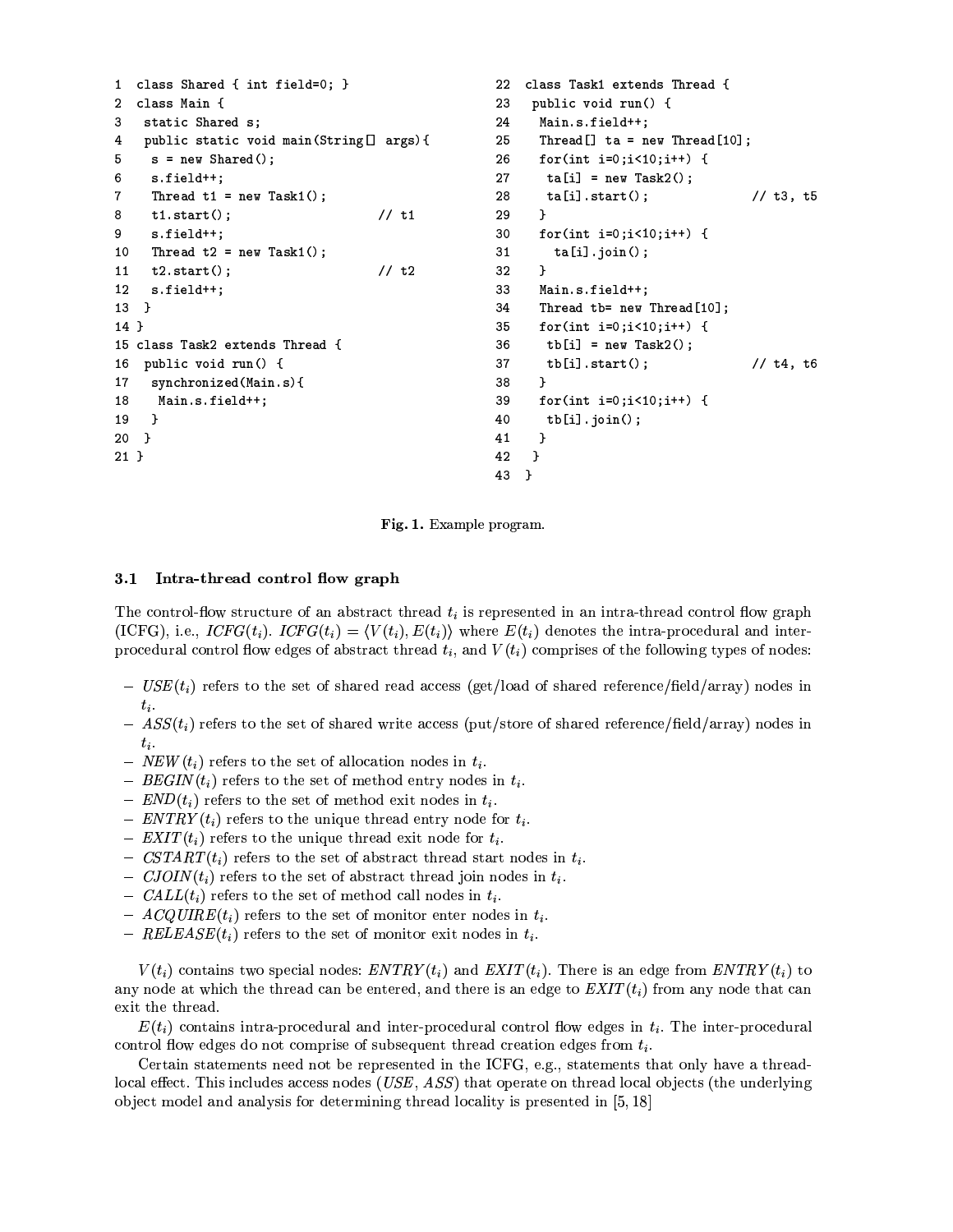```
1  class Shared { int field=0; }
2  class Main {
3   static Shared s;
4   public static void main(String[] args){
5    s = new Shared();
6    s.field++;
7    Thread t1 = new Task1();
8    t1.start();                    // t1
9    s.field++;
10   Thread t2 = new Task1();
11   t2.start();                    // t2
12   s.field++;
13  }
14 }
15 class Task2 extends Thread {
16  public void run() {
17   synchronized(Main.s){
18    Main.s.field++;
19   }
20  }
21 }
22 class Task1 extends Thread {
23  public void run() {
24   Main.s.field++;
25   Thread[] ta = new Thread[10];
26   for(int i=0;i<10;i++) {
27    ta[i] = new Task2();
28    ta[i].start();                // t3, t5
29   }
30   for(int i=0;i<10;i++) {
31     ta[i].join();
32   }
33   Main.s.field++;
34   Thread tb= new Thread[10];
35   for(int i=0;i<10;i++) {
36    tb[i] = new Task2();
37    tb[i].start();                // t4, t6
38   }
39   for(int i=0;i<10;i++) {
40    tb[i].join();
41   }
42  }
43 }
```

**Fig. 1.** Example program.

### 3.1 Intra-thread control flow graph

The control-flow structure of an abstract thread $t_i$ is represented in an intra-thread control flow graph (ICFG), i.e., $ICFG(t_i)$. $ICFG(t_i) = \langle V(t_i), E(t_i) \rangle$ where $E(t_i)$ denotes the intra-procedural and inter-procedural control flow edges of abstract thread $t_i$, and $V(t_i)$ comprises of the following types of nodes:

- $USE(t_i)$ refers to the set of shared read access (get/load of shared reference/field/array) nodes in $t_i$.
- $ASS(t_i)$ refers to the set of shared write access (put/store of shared reference/field/array) nodes in $t_i$.
- $NEW(t_i)$ refers to the set of allocation nodes in $t_i$.
- $BEGIN(t_i)$ refers to the set of method entry nodes in $t_i$.
- $END(t_i)$ refers to the set of method exit nodes in $t_i$.
- $ENTRY(t_i)$ refers to the unique thread entry node for $t_i$.
- $EXIT(t_i)$ refers to the unique thread exit node for $t_i$.
- $CSTART(t_i)$ refers to the set of abstract thread start nodes in $t_i$.
- $CJOIN(t_i)$ refers to the set of abstract thread join nodes in $t_i$.
- $CALL(t_i)$ refers to the set of method call nodes in $t_i$.
- $ACQUIRE(t_i)$ refers to the set of monitor enter nodes in $t_i$.
- $RELEASE(t_i)$ refers to the set of monitor exit nodes in $t_i$.

$V(t_i)$ contains two special nodes: $ENTRY(t_i)$ and $EXIT(t_i)$. There is an edge from $ENTRY(t_i)$ to any node at which the thread can be entered, and there is an edge to $EXIT(t_i)$ from any node that can exit the thread.

$E(t_i)$ contains intra-procedural and inter-procedural control flow edges in $t_i$. The inter-procedural control flow edges do not comprise of subsequent thread creation edges from $t_i$.

Certain statements need not be represented in the ICFG, e.g., statements that only have a thread-local effect. This includes access nodes ($USE$, $ASS$) that operate on thread local objects (the underlying object model and analysis for determining thread locality is presented in [5, 18]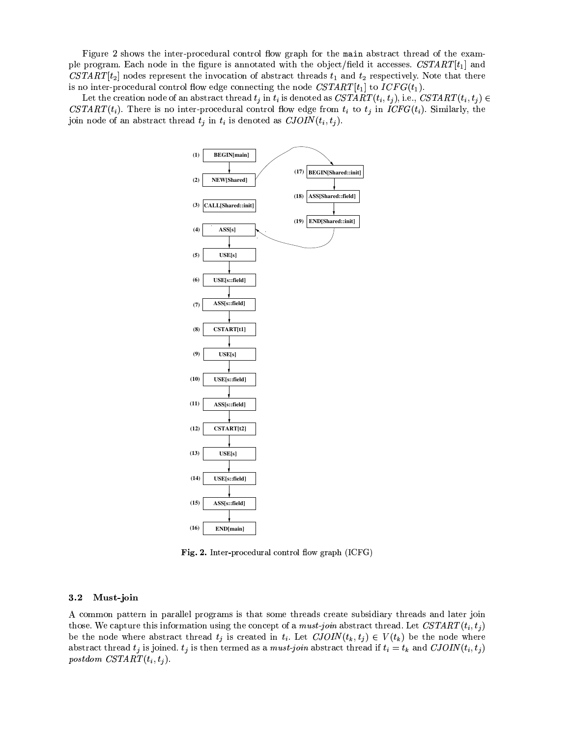Figure 2 shows the inter-procedural control flow graph for the `main` abstract thread of the example program. Each node in the figure is annotated with the object/field it accesses. $CSTART[t_1]$ and $CSTART[t_2]$ nodes represent the invocation of abstract threads $t_1$ and $t_2$ respectively. Note that there is no inter-procedural control flow edge connecting the node $CSTART[t_1]$ to $ICFG(t_1)$.

Let the creation node of an abstract thread $t_j$ in $t_i$ is denoted as $CSTART(t_i, t_j)$, i.e., $CSTART(t_i, t_j) \in CSTART(t_i)$. There is no inter-procedural control flow edge from $t_i$ to $t_j$ in $ICFG(t_i)$. Similarly, the join node of an abstract thread $t_j$ in $t_i$ is denoted as $CJOIN(t_i, t_j)$.

**Fig. 2.** Inter-procedural control flow graph (ICFG)

### 3.2 Must-join

A common pattern in parallel programs is that some threads create subsidiary threads and later join those. We capture this information using the concept of a *must-join* abstract thread. Let $CSTART(t_i, t_j)$ be the node where abstract thread $t_j$ is created in $t_i$. Let $CJOIN(t_k, t_j) \in V(t_k)$ be the node where abstract thread $t_j$ is joined. $t_j$ is then termed as a *must-join* abstract thread if $t_i = t_k$ and $CJOIN(t_i, t_j)$ *postdom* $CSTART(t_i, t_j)$.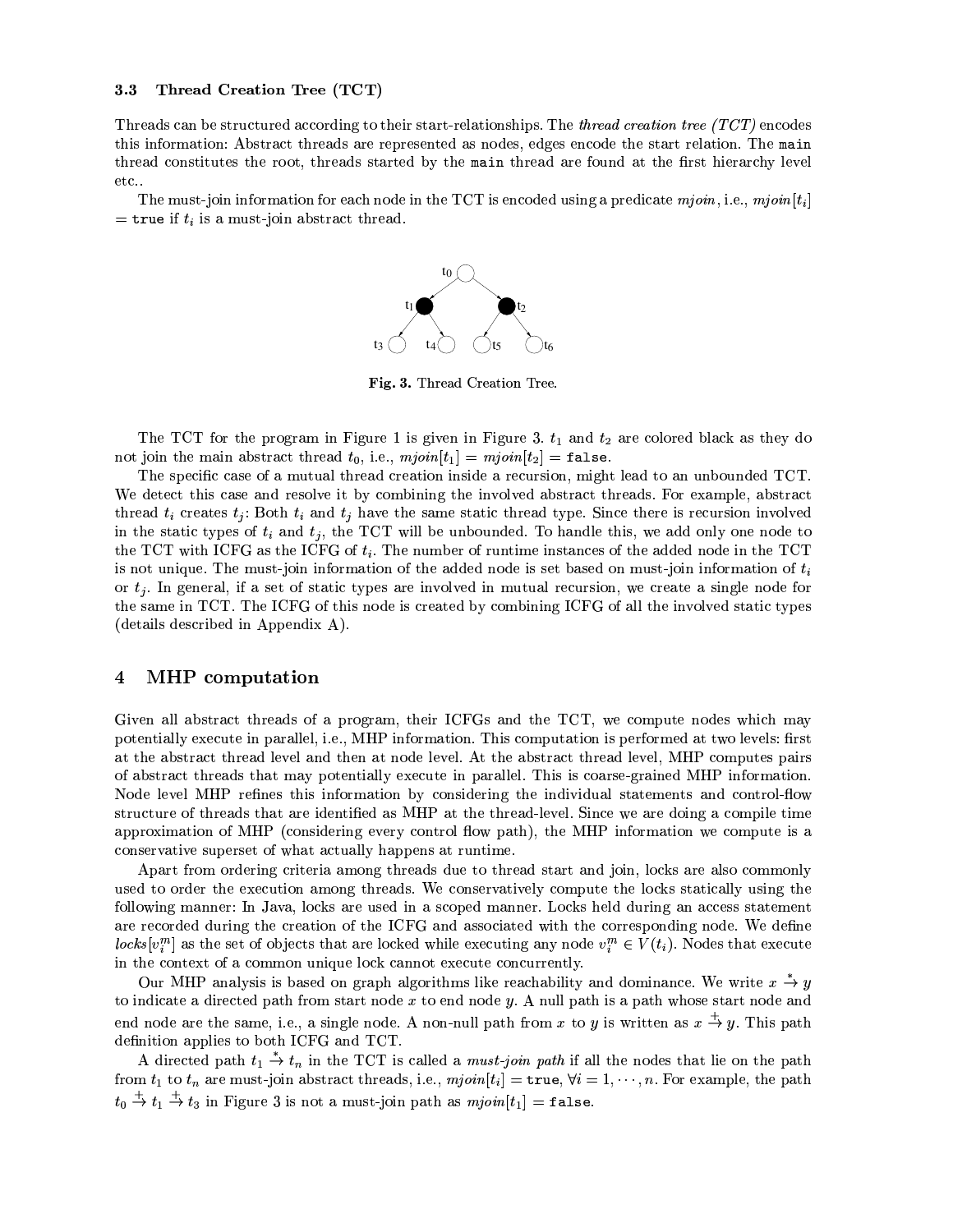### 3.3 Thread Creation Tree (TCT)

Threads can be structured according to their start-relationships. The *thread creation tree (TCT)* encodes this information: Abstract threads are represented as nodes, edges encode the start relation. The `main` thread constitutes the root, threads started by the `main` thread are found at the first hierarchy level etc..

The must-join information for each node in the TCT is encoded using a predicate *mjoin*, i.e., $mjoin[t_i]$ = `true` if $t_i$ is a must-join abstract thread.

**Fig. 3.** Thread Creation Tree.

The TCT for the program in Figure 1 is given in Figure 3. $t_1$ and $t_2$ are colored black as they do not join the main abstract thread $t_0$, i.e., $mjoin[t_1] = mjoin[t_2] =$ `false`.

The specific case of a mutual thread creation inside a recursion, might lead to an unbounded TCT. We detect this case and resolve it by combining the involved abstract threads. For example, abstract thread $t_i$ creates $t_j$: Both $t_i$ and $t_j$ have the same static thread type. Since there is recursion involved in the static types of $t_i$ and $t_j$, the TCT will be unbounded. To handle this, we add only one node to the TCT with ICFG as the ICFG of $t_i$. The number of runtime instances of the added node in the TCT is not unique. The must-join information of the added node is set based on must-join information of $t_i$ or $t_j$. In general, if a set of static types are involved in mutual recursion, we create a single node for the same in TCT. The ICFG of this node is created by combining ICFG of all the involved static types (details described in Appendix A).

## 4 MHP computation

Given all abstract threads of a program, their ICFGs and the TCT, we compute nodes which may potentially execute in parallel, i.e., MHP information. This computation is performed at two levels: first at the abstract thread level and then at node level. At the abstract thread level, MHP computes pairs of abstract threads that may potentially execute in parallel. This is coarse-grained MHP information. Node level MHP refines this information by considering the individual statements and control-flow structure of threads that are identified as MHP at the thread-level. Since we are doing a compile time approximation of MHP (considering every control flow path), the MHP information we compute is a conservative superset of what actually happens at runtime.

Apart from ordering criteria among threads due to thread start and join, locks are also commonly used to order the execution among threads. We conservatively compute the locks statically using the following manner: In Java, locks are used in a scoped manner. Locks held during an access statement are recorded during the creation of the ICFG and associated with the corresponding node. We define $locks[v_i^m]$ as the set of objects that are locked while executing any node $v_i^m \in V(t_i)$. Nodes that execute in the context of a common unique lock cannot execute concurrently.

Our MHP analysis is based on graph algorithms like reachability and dominance. We write $x \overset{*}{\rightarrow} y$ to indicate a directed path from start node $x$ to end node $y$. A null path is a path whose start node and end node are the same, i.e., a single node. A non-null path from $x$ to $y$ is written as $x \overset{+}{\rightarrow} y$. This path definition applies to both ICFG and TCT.

A directed path $t_1 \overset{*}{\rightarrow} t_n$ in the TCT is called a *must-join path* if all the nodes that lie on the path from $t_1$ to $t_n$ are must-join abstract threads, i.e., $mjoin[t_i] =$ `true`, $\forall i = 1, \cdots, n$. For example, the path $t_0 \overset{+}{\rightarrow} t_1 \overset{+}{\rightarrow} t_3$ in Figure 3 is not a must-join path as $mjoin[t_1] =$ `false`.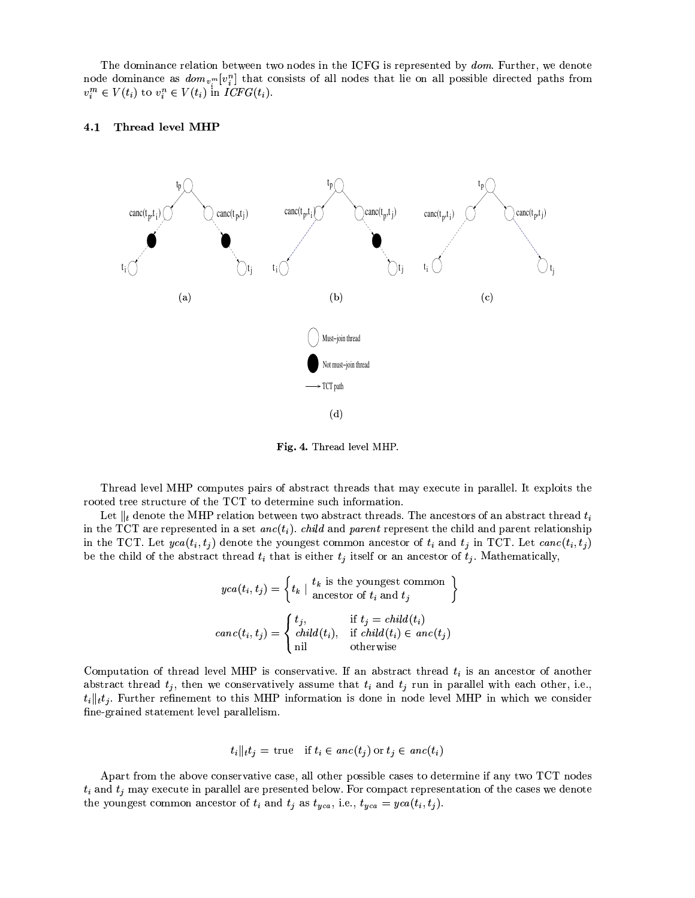The dominance relation between two nodes in the ICFG is represented by *dom*. Further, we denote node dominance as $dom_{v_i^m}[v_i^n]$ that consists of all nodes that lie on all possible directed paths from $v_i^m \in V(t_i)$ to $v_i^n \in V(t_i)$ in $ICFG(t_i)$.

### 4.1 Thread level MHP

Fig. 4. Thread level MHP.

Thread level MHP computes pairs of abstract threads that may execute in parallel. It exploits the rooted tree structure of the TCT to determine such information.

Let $\|_t$ denote the MHP relation between two abstract threads. The ancestors of an abstract thread $t_i$ in the TCT are represented in a set $anc(t_i)$. *child* and *parent* represent the child and parent relationship in the TCT. Let $yca(t_i, t_j)$ denote the youngest common ancestor of $t_i$ and $t_j$ in TCT. Let $canc(t_i, t_j)$ be the child of the abstract thread $t_i$ that is either $t_j$ itself or an ancestor of $t_j$. Mathematically,

$$yca(t_i, t_j) = \left\{ t_k \mid \begin{array}{l} t_k \text{ is the youngest common} \\ \text{ancestor of } t_i \text{ and } t_j \end{array} \right\}$$

$$canc(t_i, t_j) = \begin{cases} t_j, & \text{if } t_j = child(t_i) \\ child(t_i), & \text{if } child(t_i) \in anc(t_j) \\ \text{nil} & \text{otherwise} \end{cases}$$

Computation of thread level MHP is conservative. If an abstract thread $t_i$ is an ancestor of another abstract thread $t_j$, then we conservatively assume that $t_i$ and $t_j$ run in parallel with each other, i.e., $t_i \|_t t_j$. Further refinement to this MHP information is done in node level MHP in which we consider fine-grained statement level parallelism.

$$t_i \|_t t_j = \text{true} \quad \text{if } t_i \in anc(t_j) \text{ or } t_j \in anc(t_i)$$

Apart from the above conservative case, all other possible cases to determine if any two TCT nodes $t_i$ and $t_j$ may execute in parallel are presented below. For compact representation of the cases we denote the youngest common ancestor of $t_i$ and $t_j$ as $t_{yca}$, i.e., $t_{yca} = yca(t_i, t_j)$.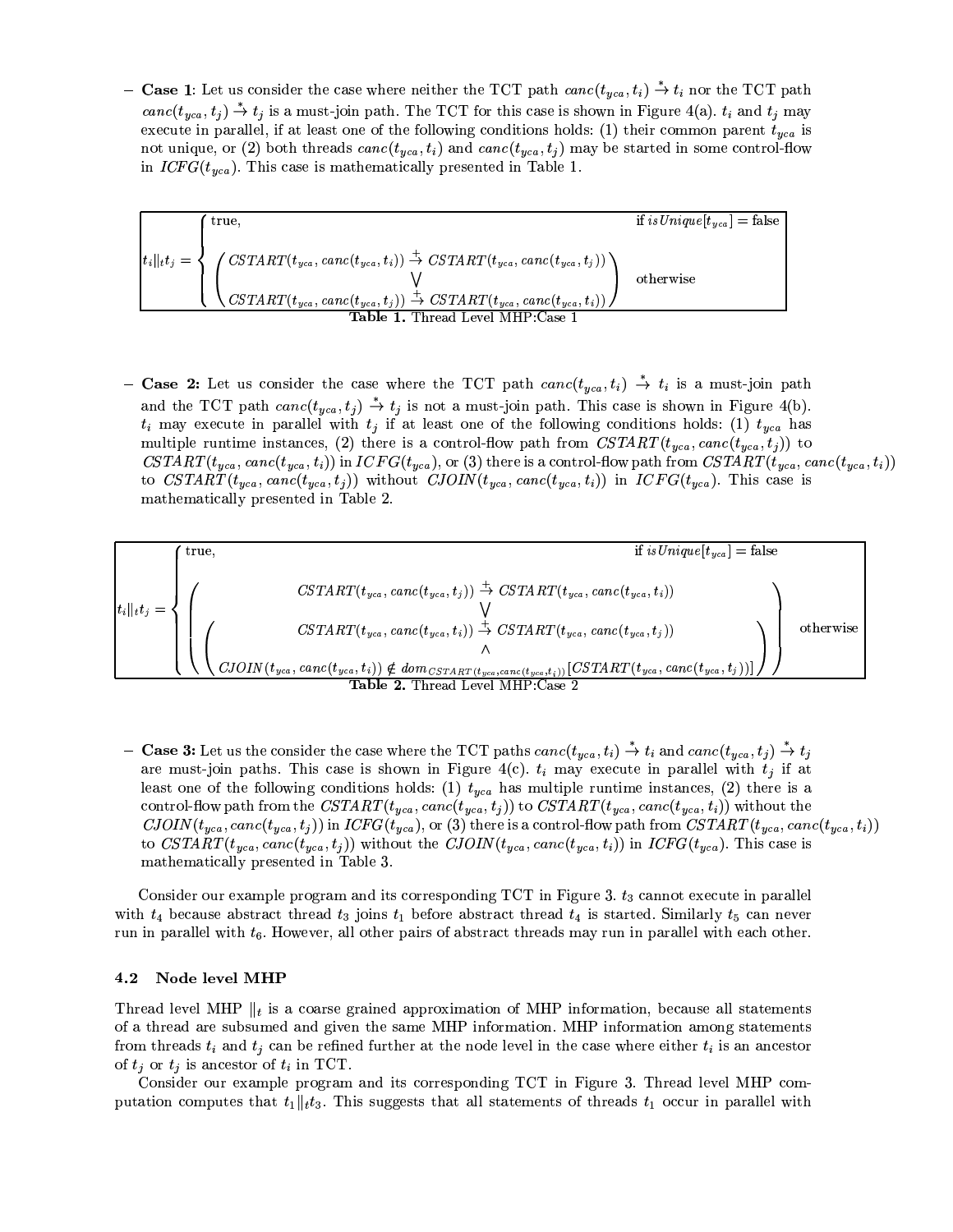- **Case 1**: Let us consider the case where neither the TCT path $canc(t_{yca}, t_i) \xrightarrow{*} t_i$ nor the TCT path $canc(t_{yca}, t_j) \xrightarrow{*} t_j$ is a must-join path. The TCT for this case is shown in Figure 4(a). $t_i$ and $t_j$ may execute in parallel, if at least one of the following conditions holds: (1) their common parent $t_{yca}$ is not unique, or (2) both threads $canc(t_{yca}, t_i)$ and $canc(t_{yca}, t_j)$ may be started in some control-flow in *ICFG*$(t_{yca})$. This case is mathematically presented in Table 1.

$$
t_i \|_t t_j = \begin{cases} \text{true}, & \text{if } isUnique[t_{yca}] = \text{false} \\ \begin{pmatrix} CSTART(t_{yca}, canc(t_{yca}, t_i)) \xrightarrow{+} CSTART(t_{yca}, canc(t_{yca}, t_j)) \\ \bigvee \\ CSTART(t_{yca}, canc(t_{yca}, t_j)) \xrightarrow{+} CSTART(t_{yca}, canc(t_{yca}, t_i)) \end{pmatrix} & \text{otherwise} \end{cases}
$$

**Table 1.** Thread Level MHP:Case 1

- **Case 2:** Let us consider the case where the TCT path $canc(t_{yca}, t_i) \xrightarrow{*} t_i$ is a must-join path and the TCT path $canc(t_{yca}, t_j) \xrightarrow{*} t_j$ is not a must-join path. This case is shown in Figure 4(b). $t_i$ may execute in parallel with $t_j$ if at least one of the following conditions holds: (1) $t_{yca}$ has multiple runtime instances, (2) there is a control-flow path from $CSTART(t_{yca}, canc(t_{yca}, t_j))$ to $CSTART(t_{yca}, canc(t_{yca}, t_i))$ in $ICFG(t_{yca})$, or (3) there is a control-flow path from $CSTART(t_{yca}, canc(t_{yca}, t_i))$ to $CSTART(t_{yca}, canc(t_{yca}, t_j))$ without $CJOIN(t_{yca}, canc(t_{yca}, t_i))$ in $ICFG(t_{yca})$. This case is mathematically presented in Table 2.

$$
t_i \|_t t_j = \begin{cases} \text{true}, & \text{if } isUnique[t_{yca}] = \text{false} \\ \left( \begin{array}{c} CSTART(t_{yca}, canc(t_{yca}, t_j)) \xrightarrow{+} CSTART(t_{yca}, canc(t_{yca}, t_i)) \\ \bigvee \\ \left( \begin{array}{c} CSTART(t_{yca}, canc(t_{yca}, t_i)) \xrightarrow{+} CSTART(t_{yca}, canc(t_{yca}, t_j)) \\ \wedge \\ CJOIN(t_{yca}, canc(t_{yca}, t_i)) \notin dom_{CSTART(t_{yca}, canc(t_{yca}, t_i))}[CSTART(t_{yca}, canc(t_{yca}, t_j))] \end{array} \right) \end{array} \right) & \text{otherwise} \end{cases}
$$

**Table 2.** Thread Level MHP:Case 2

- **Case 3:** Let us the consider the case where the TCT paths $canc(t_{yca}, t_i) \xrightarrow{*} t_i$ and $canc(t_{yca}, t_j) \xrightarrow{*} t_j$ are must-join paths. This case is shown in Figure 4(c). $t_i$ may execute in parallel with $t_j$ if at least one of the following conditions holds: (1) $t_{yca}$ has multiple runtime instances, (2) there is a control-flow path from the $CSTART(t_{yca}, canc(t_{yca}, t_j))$ to $CSTART(t_{yca}, canc(t_{yca}, t_i))$ without the $CJOIN(t_{yca}, canc(t_{yca}, t_j))$ in $ICFG(t_{yca})$, or (3) there is a control-flow path from $CSTART(t_{yca}, canc(t_{yca}, t_i))$ to $CSTART(t_{yca}, canc(t_{yca}, t_j))$ without the $CJOIN(t_{yca}, canc(t_{yca}, t_i))$ in $ICFG(t_{yca})$. This case is mathematically presented in Table 3.

Consider our example program and its corresponding TCT in Figure 3. $t_3$ cannot execute in parallel with $t_4$ because abstract thread $t_3$ joins $t_1$ before abstract thread $t_4$ is started. Similarly $t_5$ can never run in parallel with $t_6$. However, all other pairs of abstract threads may run in parallel with each other.

### 4.2 Node level MHP

Thread level MHP $\|_t$ is a coarse grained approximation of MHP information, because all statements of a thread are subsumed and given the same MHP information. MHP information among statements from threads $t_i$ and $t_j$ can be refined further at the node level in the case where either $t_i$ is an ancestor of $t_j$ or $t_j$ is ancestor of $t_i$ in TCT.

Consider our example program and its corresponding TCT in Figure 3. Thread level MHP computation computes that $t_1 \|_t t_3$. This suggests that all statements of threads $t_1$ occur in parallel with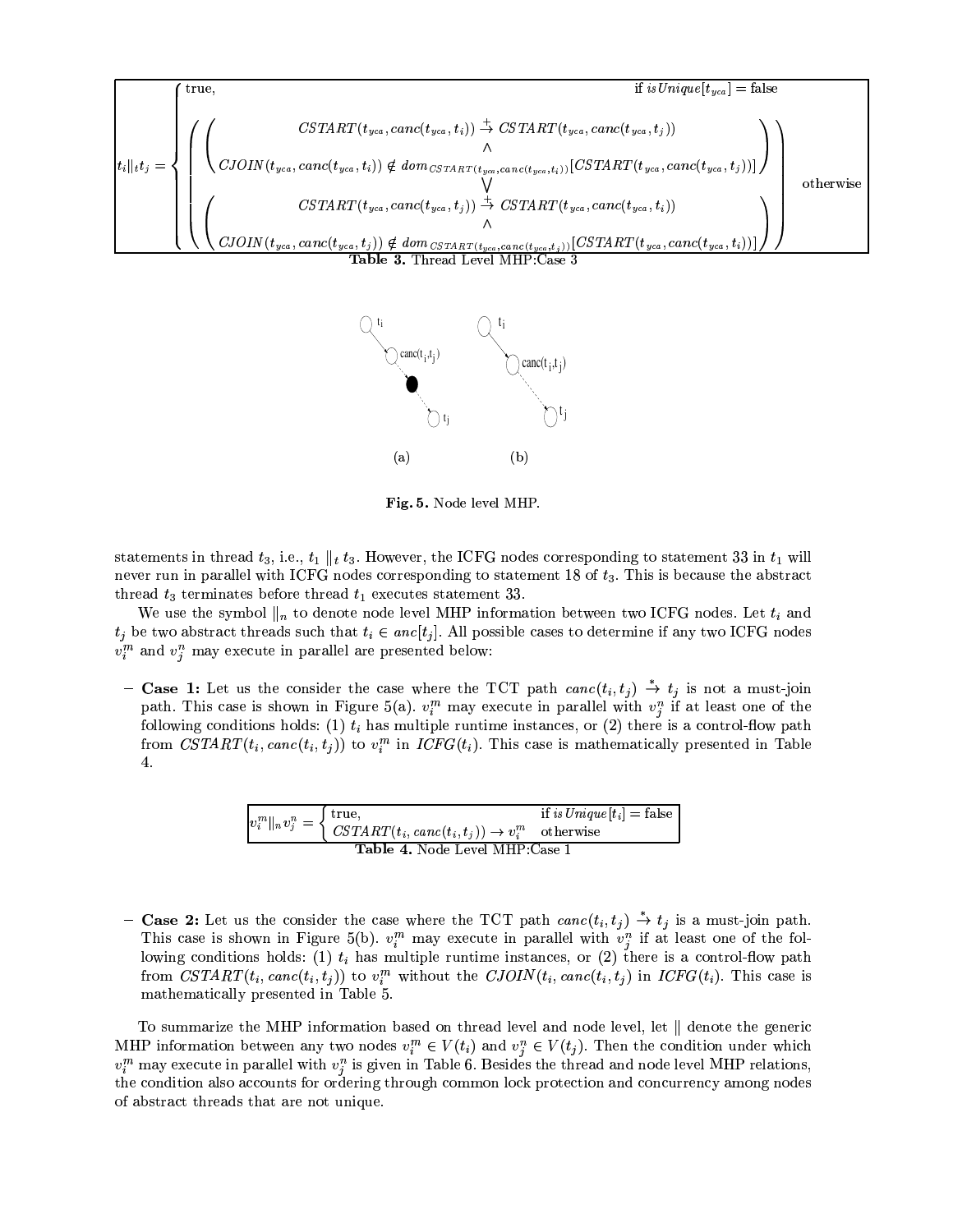$$
t_i \|_t t_j = \begin{cases} \text{true}, & \text{if } isUnique[t_{yca}] = \text{false} \\ \left( \left( \begin{array}{c} CSTART(t_{yca}, canc(t_{yca}, t_i)) \xrightarrow{+} CSTART(t_{yca}, canc(t_{yca}, t_j)) \\ \wedge \\ CJOIN(t_{yca}, canc(t_{yca}, t_i)) \notin dom_{CSTART(t_{yca}, canc(t_{yca}, t_i))}[CSTART(t_{yca}, canc(t_{yca}, t_j))] \end{array} \right) \bigvee \left( \begin{array}{c} CSTART(t_{yca}, canc(t_{yca}, t_j)) \xrightarrow{+} CSTART(t_{yca}, canc(t_{yca}, t_i)) \\ \wedge \\ CJOIN(t_{yca}, canc(t_{yca}, t_j)) \notin dom_{CSTART(t_{yca}, canc(t_{yca}, t_j))}[CSTART(t_{yca}, canc(t_{yca}, t_i))] \end{array} \right) \right) & \text{otherwise} \end{cases}
$$

**Table 3.** Thread Level MHP:Case 3

(a) (b)

**Fig. 5.** Node level MHP.

statements in thread $t_3$, i.e., $t_1 \|_t t_3$. However, the ICFG nodes corresponding to statement 33 in $t_1$ will never run in parallel with ICFG nodes corresponding to statement 18 of $t_3$. This is because the abstract thread $t_3$ terminates before thread $t_1$ executes statement 33.

We use the symbol $\|_n$ to denote node level MHP information between two ICFG nodes. Let $t_i$ and $t_j$ be two abstract threads such that $t_i \in anc[t_j]$. All possible cases to determine if any two ICFG nodes $v_i^m$ and $v_j^n$ may execute in parallel are presented below:

- **Case 1:** Let us the consider the case where the TCT path $canc(t_i, t_j) \xrightarrow{*} t_j$ is not a must-join path. This case is shown in Figure 5(a). $v_i^m$ may execute in parallel with $v_j^n$ if at least one of the following conditions holds: (1) $t_i$ has multiple runtime instances, or (2) there is a control-flow path from $CSTART(t_i, canc(t_i, t_j))$ to $v_i^m$ in $ICFG(t_i)$. This case is mathematically presented in Table 4.

$$
v_i^m \|_n v_j^n = \begin{cases} \text{true}, & \text{if } isUnique[t_i] = \text{false} \\ CSTART(t_i, canc(t_i, t_j)) \rightarrow v_i^m & \text{otherwise} \end{cases}
$$

**Table 4.** Node Level MHP:Case 1

- **Case 2:** Let us the consider the case where the TCT path $canc(t_i, t_j) \xrightarrow{*} t_j$ is a must-join path. This case is shown in Figure 5(b). $v_i^m$ may execute in parallel with $v_j^n$ if at least one of the following conditions holds: (1) $t_i$ has multiple runtime instances, or (2) there is a control-flow path from $CSTART(t_i, canc(t_i, t_j))$ to $v_i^m$ without the $CJOIN(t_i, canc(t_i, t_j)$ in $ICFG(t_i)$. This case is mathematically presented in Table 5.

To summarize the MHP information based on thread level and node level, let $\|$ denote the generic MHP information between any two nodes $v_i^m \in V(t_i)$ and $v_j^n \in V(t_j)$. Then the condition under which $v_i^m$ may execute in parallel with $v_j^n$ is given in Table 6. Besides the thread and node level MHP relations, the condition also accounts for ordering through common lock protection and concurrency among nodes of abstract threads that are not unique.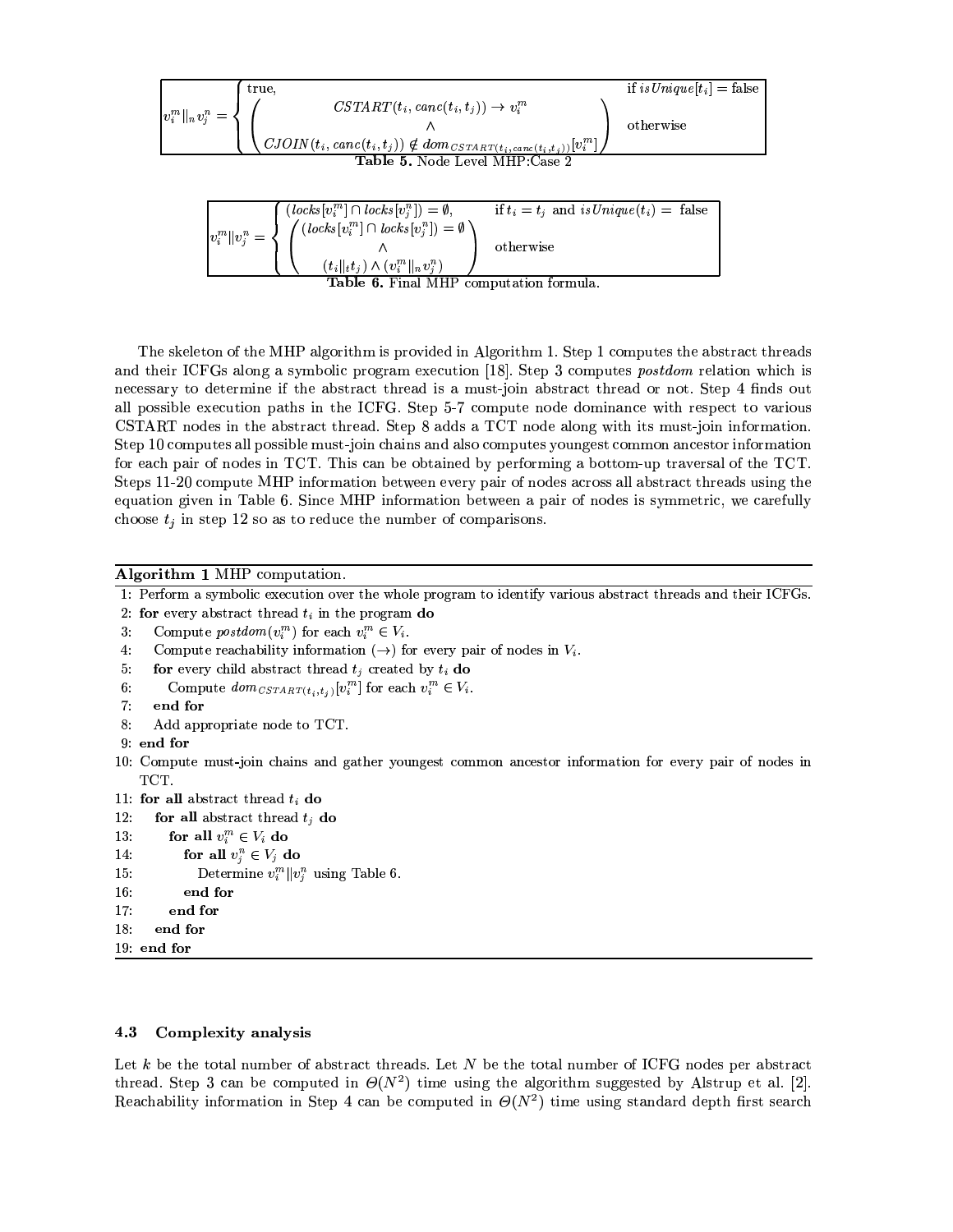$$v_i^m \|_n v_j^n = \begin{cases} \text{true}, & \text{if } isUnique[t_i] = \text{false} \\ \left( \begin{array}{c} CSTART(t_i, canc(t_i, t_j)) \rightarrow v_i^m \\ \wedge \\ CJOIN(t_i, canc(t_i, t_j)) \notin dom_{CSTART(t_i, canc(t_i, t_j))}[v_i^m] \end{array} \right) & \text{otherwise} \end{cases}$$

**Table 5.** Node Level MHP:Case 2

$$v_i^m \| v_j^n = \begin{cases} (locks[v_i^m] \cap locks[v_j^n]) = \emptyset, & \text{if } t_i = t_j \text{ and } isUnique(t_i) = \text{ false} \\ \left( \begin{array}{c} (locks[v_i^m] \cap locks[v_j^n]) = \emptyset \\ \wedge \\ (t_i \|_t t_j) \wedge (v_i^m \|_n v_j^n) \end{array} \right) & \text{otherwise} \end{cases}$$

**Table 6.** Final MHP computation formula.

The skeleton of the MHP algorithm is provided in Algorithm 1. Step 1 computes the abstract threads and their ICFGs along a symbolic program execution [18]. Step 3 computes *postdom* relation which is necessary to determine if the abstract thread is a must-join abstract thread or not. Step 4 finds out all possible execution paths in the ICFG. Step 5-7 compute node dominance with respect to various CSTART nodes in the abstract thread. Step 8 adds a TCT node along with its must-join information. Step 10 computes all possible must-join chains and also computes youngest common ancestor information for each pair of nodes in TCT. This can be obtained by performing a bottom-up traversal of the TCT. Steps 11-20 compute MHP information between every pair of nodes across all abstract threads using the equation given in Table 6. Since MHP information between a pair of nodes is symmetric, we carefully choose $t_j$ in step 12 so as to reduce the number of comparisons.

**Algorithm 1** MHP computation.

1: Perform a symbolic execution over the whole program to identify various abstract threads and their ICFGs.
2: **for** every abstract thread $t_i$ in the program **do**
3: &nbsp;&nbsp;&nbsp;&nbsp;Compute $postdom(v_i^m)$ for each $v_i^m \in V_i$.
4: &nbsp;&nbsp;&nbsp;&nbsp;Compute reachability information ($\rightarrow$) for every pair of nodes in $V_i$.
5: &nbsp;&nbsp;&nbsp;&nbsp;**for** every child abstract thread $t_j$ created by $t_i$ **do**
6: &nbsp;&nbsp;&nbsp;&nbsp;&nbsp;&nbsp;&nbsp;&nbsp;Compute $dom_{CSTART(t_i,t_j)}[v_i^m]$ for each $v_i^m \in V_i$.
7: &nbsp;&nbsp;&nbsp;&nbsp;**end for**
8: &nbsp;&nbsp;&nbsp;&nbsp;Add appropriate node to TCT.
9: **end for**
10: Compute must-join chains and gather youngest common ancestor information for every pair of nodes in TCT.
11: **for all** abstract thread $t_i$ **do**
12: &nbsp;&nbsp;&nbsp;&nbsp;**for all** abstract thread $t_j$ **do**
13: &nbsp;&nbsp;&nbsp;&nbsp;&nbsp;&nbsp;&nbsp;&nbsp;**for all** $v_i^m \in V_i$ **do**
14: &nbsp;&nbsp;&nbsp;&nbsp;&nbsp;&nbsp;&nbsp;&nbsp;&nbsp;&nbsp;&nbsp;&nbsp;**for all** $v_j^n \in V_j$ **do**
15: &nbsp;&nbsp;&nbsp;&nbsp;&nbsp;&nbsp;&nbsp;&nbsp;&nbsp;&nbsp;&nbsp;&nbsp;&nbsp;&nbsp;&nbsp;&nbsp;Determine $v_i^m \| v_j^n$ using Table 6.
16: &nbsp;&nbsp;&nbsp;&nbsp;&nbsp;&nbsp;&nbsp;&nbsp;&nbsp;&nbsp;&nbsp;&nbsp;**end for**
17: &nbsp;&nbsp;&nbsp;&nbsp;&nbsp;&nbsp;&nbsp;&nbsp;**end for**
18: &nbsp;&nbsp;&nbsp;&nbsp;**end for**
19: **end for**

### 4.3 Complexity analysis

Let $k$ be the total number of abstract threads. Let $N$ be the total number of ICFG nodes per abstract thread. Step 3 can be computed in $\Theta(N^2)$ time using the algorithm suggested by Alstrup et al. [2]. Reachability information in Step 4 can be computed in $\Theta(N^2)$ time using standard depth first search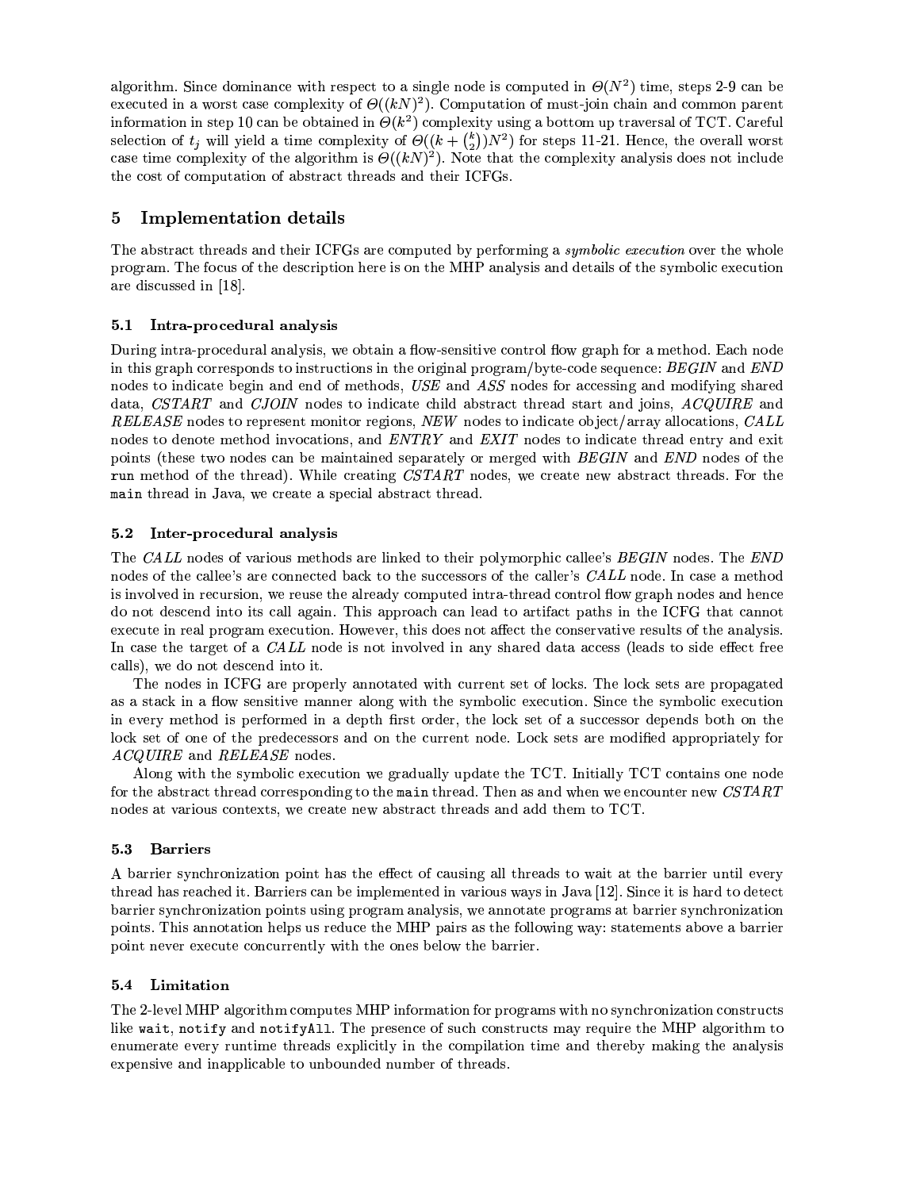algorithm. Since dominance with respect to a single node is computed in $\Theta(N^2)$ time, steps 2-9 can be executed in a worst case complexity of $\Theta((kN)^2)$. Computation of must-join chain and common parent information in step 10 can be obtained in $\Theta(k^2)$ complexity using a bottom up traversal of TCT. Careful selection of $t_j$ will yield a time complexity of $\Theta((k + \binom{k}{2})N^2)$ for steps 11-21. Hence, the overall worst case time complexity of the algorithm is $\Theta((kN)^2)$. Note that the complexity analysis does not include the cost of computation of abstract threads and their ICFGs.

## 5 Implementation details

The abstract threads and their ICFGs are computed by performing a *symbolic execution* over the whole program. The focus of the description here is on the MHP analysis and details of the symbolic execution are discussed in [18].

### 5.1 Intra-procedural analysis

During intra-procedural analysis, we obtain a flow-sensitive control flow graph for a method. Each node in this graph corresponds to instructions in the original program/byte-code sequence: *BEGIN* and *END* nodes to indicate begin and end of methods, *USE* and *ASS* nodes for accessing and modifying shared data, *CSTART* and *CJOIN* nodes to indicate child abstract thread start and joins, *ACQUIRE* and *RELEASE* nodes to represent monitor regions, *NEW* nodes to indicate object/array allocations, *CALL* nodes to denote method invocations, and *ENTRY* and *EXIT* nodes to indicate thread entry and exit points (these two nodes can be maintained separately or merged with *BEGIN* and *END* nodes of the `run` method of the thread). While creating *CSTART* nodes, we create new abstract threads. For the `main` thread in Java, we create a special abstract thread.

### 5.2 Inter-procedural analysis

The *CALL* nodes of various methods are linked to their polymorphic callee's *BEGIN* nodes. The *END* nodes of the callee's are connected back to the successors of the caller's *CALL* node. In case a method is involved in recursion, we reuse the already computed intra-thread control flow graph nodes and hence do not descend into its call again. This approach can lead to artifact paths in the ICFG that cannot execute in real program execution. However, this does not affect the conservative results of the analysis. In case the target of a *CALL* node is not involved in any shared data access (leads to side effect free calls), we do not descend into it.

The nodes in ICFG are properly annotated with current set of locks. The lock sets are propagated as a stack in a flow sensitive manner along with the symbolic execution. Since the symbolic execution in every method is performed in a depth first order, the lock set of a successor depends both on the lock set of one of the predecessors and on the current node. Lock sets are modified appropriately for *ACQUIRE* and *RELEASE* nodes.

Along with the symbolic execution we gradually update the TCT. Initially TCT contains one node for the abstract thread corresponding to the `main` thread. Then as and when we encounter new *CSTART* nodes at various contexts, we create new abstract threads and add them to TCT.

### 5.3 Barriers

A barrier synchronization point has the effect of causing all threads to wait at the barrier until every thread has reached it. Barriers can be implemented in various ways in Java [12]. Since it is hard to detect barrier synchronization points using program analysis, we annotate programs at barrier synchronization points. This annotation helps us reduce the MHP pairs as the following way: statements above a barrier point never execute concurrently with the ones below the barrier.

### 5.4 Limitation

The 2-level MHP algorithm computes MHP information for programs with no synchronization constructs like `wait`, `notify` and `notifyAll`. The presence of such constructs may require the MHP algorithm to enumerate every runtime threads explicitly in the compilation time and thereby making the analysis expensive and inapplicable to unbounded number of threads.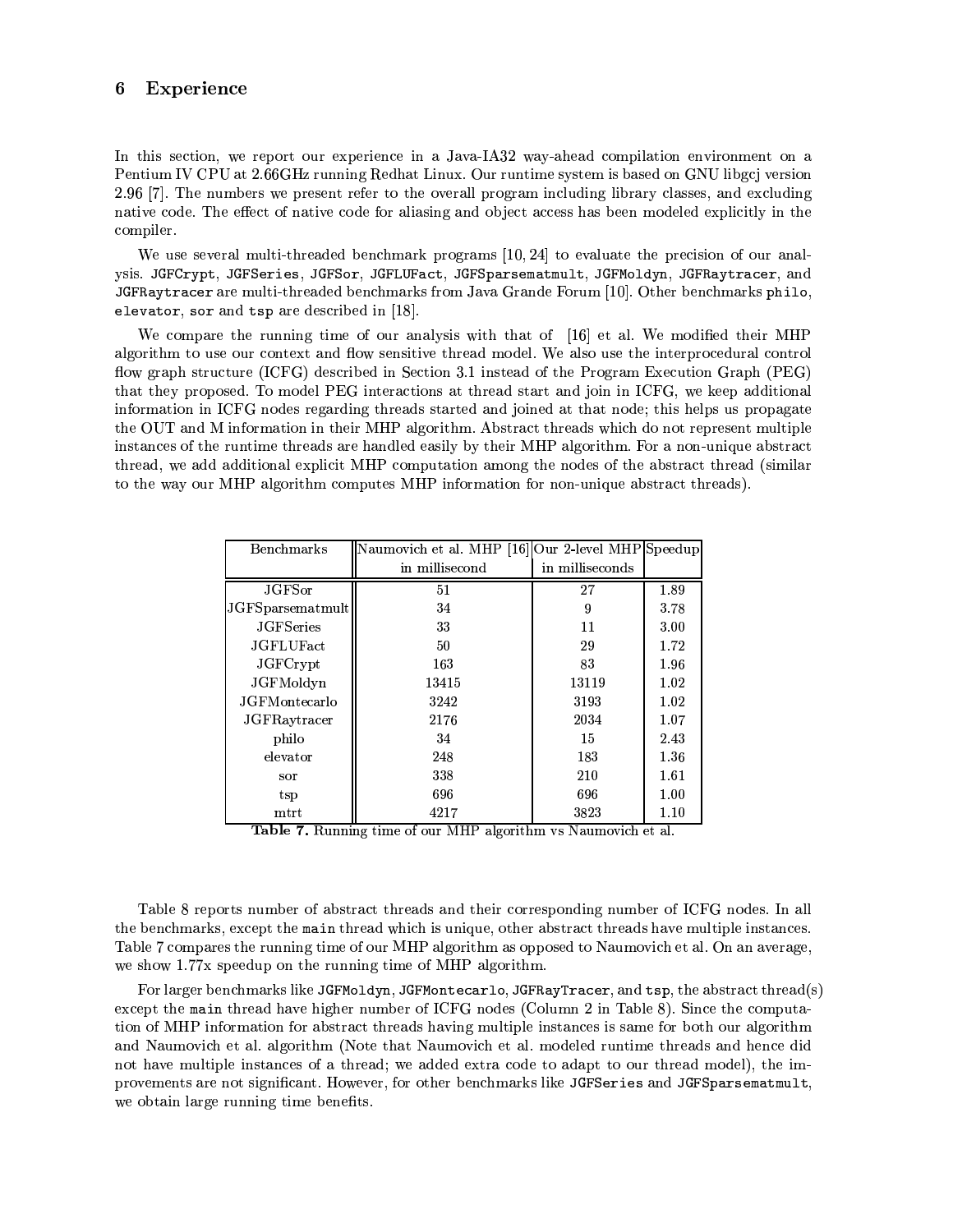## 6 Experience

In this section, we report our experience in a Java-IA32 way-ahead compilation environment on a Pentium IV CPU at 2.66GHz running Redhat Linux. Our runtime system is based on GNU libgcj version 2.96 [7]. The numbers we present refer to the overall program including library classes, and excluding native code. The effect of native code for aliasing and object access has been modeled explicitly in the compiler.

We use several multi-threaded benchmark programs [10, 24] to evaluate the precision of our analysis. `JGFCrypt`, `JGFSeries`, `JGFSor`, `JGFLUFact`, `JGFSparsematmult`, `JGFMoldyn`, `JGFRaytracer`, and `JGFRaytracer` are multi-threaded benchmarks from Java Grande Forum [10]. Other benchmarks `philo`, `elevator`, `sor` and `tsp` are described in [18].

We compare the running time of our analysis with that of [16] et al. We modified their MHP algorithm to use our context and flow sensitive thread model. We also use the interprocedural control flow graph structure (ICFG) described in Section 3.1 instead of the Program Execution Graph (PEG) that they proposed. To model PEG interactions at thread start and join in ICFG, we keep additional information in ICFG nodes regarding threads started and joined at that node; this helps us propagate the OUT and M information in their MHP algorithm. Abstract threads which do not represent multiple instances of the runtime threads are handled easily by their MHP algorithm. For a non-unique abstract thread, we add additional explicit MHP computation among the nodes of the abstract thread (similar to the way our MHP algorithm computes MHP information for non-unique abstract threads).

| Benchmarks | Naumovich et al. MHP [16] in millisecond | Our 2-level MHP in milliseconds | Speedup |
|---|---|---|---|
| JGFSor | 51 | 27 | 1.89 |
| JGFSparsematmult | 34 | 9 | 3.78 |
| JGFSeries | 33 | 11 | 3.00 |
| JGFLUFact | 50 | 29 | 1.72 |
| JGFCrypt | 163 | 83 | 1.96 |
| JGFMoldyn | 13415 | 13119 | 1.02 |
| JGFMontecarlo | 3242 | 3193 | 1.02 |
| JGFRaytracer | 2176 | 2034 | 1.07 |
| philo | 34 | 15 | 2.43 |
| elevator | 248 | 183 | 1.36 |
| sor | 338 | 210 | 1.61 |
| tsp | 696 | 696 | 1.00 |
| mtrt | 4217 | 3823 | 1.10 |

**Table 7.** Running time of our MHP algorithm vs Naumovich et al.

Table 8 reports number of abstract threads and their corresponding number of ICFG nodes. In all the benchmarks, except the `main` thread which is unique, other abstract threads have multiple instances. Table 7 compares the running time of our MHP algorithm as opposed to Naumovich et al. On an average, we show 1.77x speedup on the running time of MHP algorithm.

For larger benchmarks like `JGFMoldyn`, `JGFMontecarlo`, `JGFRayTracer`, and `tsp`, the abstract thread(s) except the `main` thread have higher number of ICFG nodes (Column 2 in Table 8). Since the computation of MHP information for abstract threads having multiple instances is same for both our algorithm and Naumovich et al. algorithm (Note that Naumovich et al. modeled runtime threads and hence did not have multiple instances of a thread; we added extra code to adapt to our thread model), the improvements are not significant. However, for other benchmarks like `JGFSeries` and `JGFSparsematmult`, we obtain large running time benefits.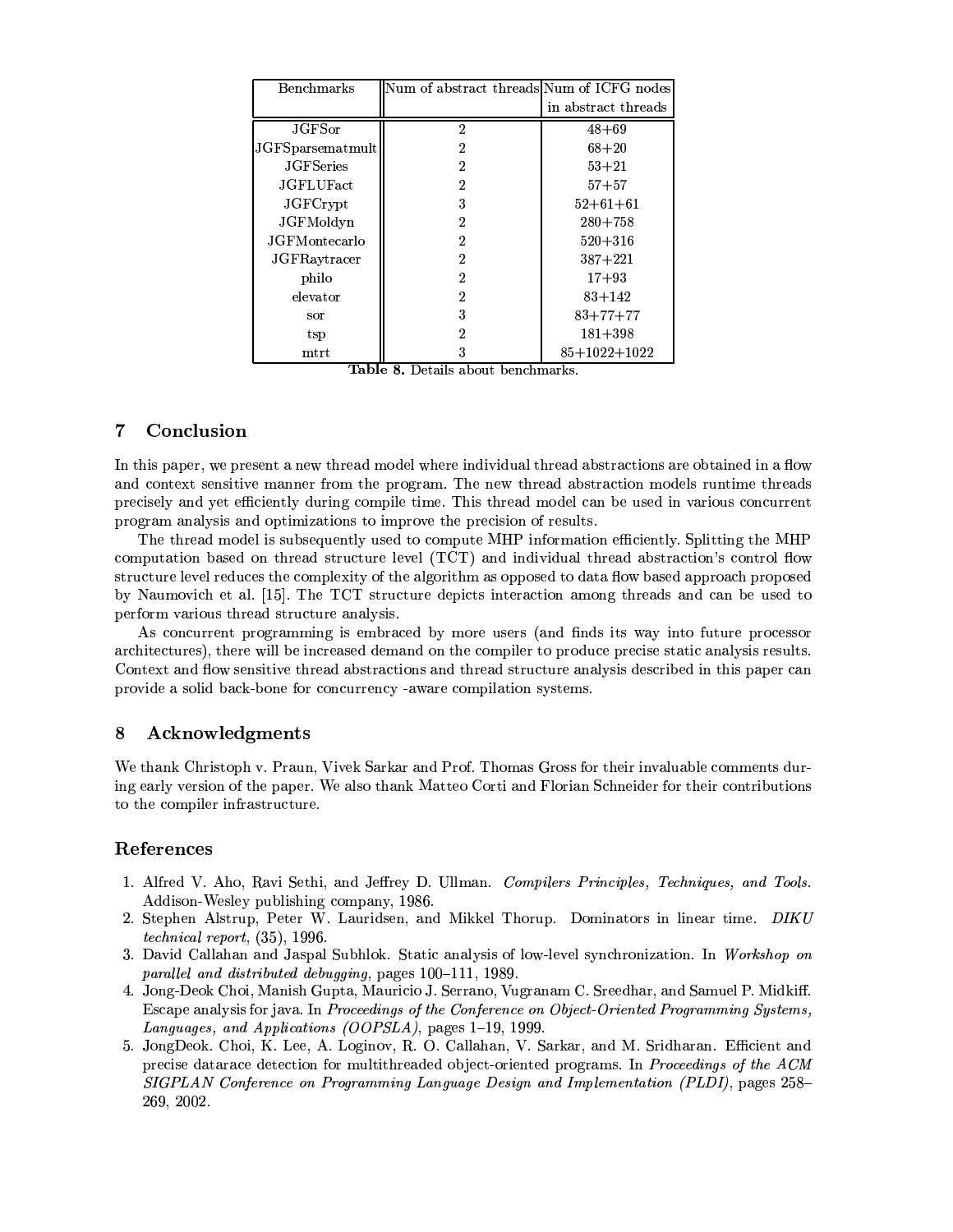| Benchmarks | Num of abstract threads | Num of ICFG nodes in abstract threads |
|---|---|---|
| JGFSor | 2 | 48+69 |
| JGFSparsematmult | 2 | 68+20 |
| JGFSeries | 2 | 53+21 |
| JGFLUFact | 2 | 57+57 |
| JGFCrypt | 3 | 52+61+61 |
| JGFMoldyn | 2 | 280+758 |
| JGFMontecarlo | 2 | 520+316 |
| JGFRaytracer | 2 | 387+221 |
| philo | 2 | 17+93 |
| elevator | 2 | 83+142 |
| sor | 3 | 83+77+77 |
| tsp | 2 | 181+398 |
| mtrt | 3 | 85+1022+1022 |

**Table 8.** Details about benchmarks.

## 7 Conclusion

In this paper, we present a new thread model where individual thread abstractions are obtained in a flow and context sensitive manner from the program. The new thread abstraction models runtime threads precisely and yet efficiently during compile time. This thread model can be used in various concurrent program analysis and optimizations to improve the precision of results.

The thread model is subsequently used to compute MHP information efficiently. Splitting the MHP computation based on thread structure level (TCT) and individual thread abstraction's control flow structure level reduces the complexity of the algorithm as opposed to data flow based approach proposed by Naumovich et al. [15]. The TCT structure depicts interaction among threads and can be used to perform various thread structure analysis.

As concurrent programming is embraced by more users (and finds its way into future processor architectures), there will be increased demand on the compiler to produce precise static analysis results. Context and flow sensitive thread abstractions and thread structure analysis described in this paper can provide a solid back-bone for concurrency -aware compilation systems.

## 8 Acknowledgments

We thank Christoph v. Praun, Vivek Sarkar and Prof. Thomas Gross for their invaluable comments during early version of the paper. We also thank Matteo Corti and Florian Schneider for their contributions to the compiler infrastructure.

## References

1. Alfred V. Aho, Ravi Sethi, and Jeffrey D. Ullman. *Compilers Principles, Techniques, and Tools.* Addison-Wesley publishing company, 1986.
2. Stephen Alstrup, Peter W. Lauridsen, and Mikkel Thorup. Dominators in linear time. *DIKU technical report*, (35), 1996.
3. David Callahan and Jaspal Subhlok. Static analysis of low-level synchronization. In *Workshop on parallel and distributed debugging*, pages 100–111, 1989.
4. Jong-Deok Choi, Manish Gupta, Mauricio J. Serrano, Vugranam C. Sreedhar, and Samuel P. Midkiff. Escape analysis for java. In *Proceedings of the Conference on Object-Oriented Programming Systems, Languages, and Applications (OOPSLA)*, pages 1–19, 1999.
5. JongDeok. Choi, K. Lee, A. Loginov, R. O. Callahan, V. Sarkar, and M. Sridharan. Efficient and precise datarace detection for multithreaded object-oriented programs. In *Proceedings of the ACM SIGPLAN Conference on Programming Language Design and Implementation (PLDI)*, pages 258–269, 2002.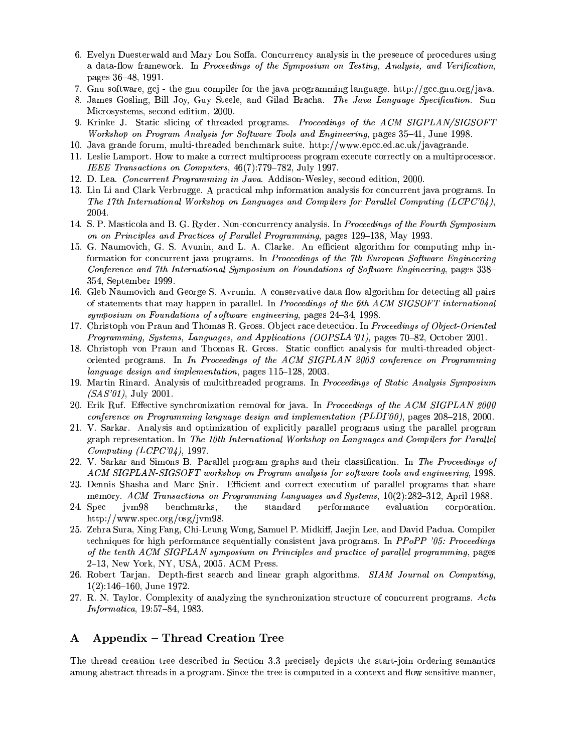6. Evelyn Duesterwald and Mary Lou Soffa. Concurrency analysis in the presence of procedures using a data-flow framework. In *Proceedings of the Symposium on Testing, Analysis, and Verification*, pages 36–48, 1991.
7. Gnu software, gcj - the gnu compiler for the java programming language. http://gcc.gnu.org/java.
8. James Gosling, Bill Joy, Guy Steele, and Gilad Bracha. *The Java Language Specification*. Sun Microsystems, second edition, 2000.
9. Krinke J. Static slicing of threaded programs. *Proceedings of the ACM SIGPLAN/SIGSOFT Workshop on Program Analysis for Software Tools and Engineering*, pages 35–41, June 1998.
10. Java grande forum, multi-threaded benchmark suite. http://www.epcc.ed.ac.uk/javagrande.
11. Leslie Lamport. How to make a correct multiprocess program execute correctly on a multiprocessor. *IEEE Transactions on Computers*, 46(7):779–782, July 1997.
12. D. Lea. *Concurrent Programming in Java*. Addison-Wesley, second edition, 2000.
13. Lin Li and Clark Verbrugge. A practical mhp information analysis for concurrent java programs. In *The 17th International Workshop on Languages and Compilers for Parallel Computing (LCPC'04)*, 2004.
14. S. P. Masticola and B. G. Ryder. Non-concurrency analysis. In *Proceedings of the Fourth Symposium on on Principles and Practices of Parallel Programming*, pages 129–138, May 1993.
15. G. Naumovich, G. S. Avunin, and L. A. Clarke. An efficient algorithm for computing mhp information for concurrent java programs. In *Proceedings of the 7th European Software Engineering Conference and 7th International Symposium on Foundations of Software Engineering*, pages 338–354, September 1999.
16. Gleb Naumovich and George S. Avrunin. A conservative data flow algorithm for detecting all pairs of statements that may happen in parallel. In *Proceedings of the 6th ACM SIGSOFT international symposium on Foundations of software engineering*, pages 24–34, 1998.
17. Christoph von Praun and Thomas R. Gross. Object race detection. In *Proceedings of Object-Oriented Programming, Systems, Languages, and Applications (OOPSLA'01)*, pages 70–82, October 2001.
18. Christoph von Praun and Thomas R. Gross. Static conflict analysis for multi-threaded object-oriented programs. In *In Proceedings of the ACM SIGPLAN 2003 conference on Programming language design and implementation*, pages 115–128, 2003.
19. Martin Rinard. Analysis of multithreaded programs. In *Proceedings of Static Analysis Symposium (SAS'01)*, July 2001.
20. Erik Ruf. Effective synchronization removal for java. In *Proceedings of the ACM SIGPLAN 2000 conference on Programming language design and implementation (PLDI'00)*, pages 208–218, 2000.
21. V. Sarkar. Analysis and optimization of explicitly parallel programs using the parallel program graph representation. In *The 10th International Workshop on Languages and Compilers for Parallel Computing (LCPC'04)*, 1997.
22. V. Sarkar and Simons B. Parallel program graphs and their classification. In *The Proceedings of ACM SIGPLAN-SIGSOFT workshop on Program analysis for software tools and engineering*, 1998.
23. Dennis Shasha and Marc Snir. Efficient and correct execution of parallel programs that share memory. *ACM Transactions on Programming Languages and Systems*, 10(2):282–312, April 1988.
24. Spec jvm98 benchmarks, the standard performance evaluation corporation. http://www.spec.org/osg/jvm98.
25. Zehra Sura, Xing Fang, Chi-Leung Wong, Samuel P. Midkiff, Jaejin Lee, and David Padua. Compiler techniques for high performance sequentially consistent java programs. In *PPoPP '05: Proceedings of the tenth ACM SIGPLAN symposium on Principles and practice of parallel programming*, pages 2–13, New York, NY, USA, 2005. ACM Press.
26. Robert Tarjan. Depth-first search and linear graph algorithms. *SIAM Journal on Computing*, 1(2):146–160, June 1972.
27. R. N. Taylor. Complexity of analyzing the synchronization structure of concurrent programs. *Acta Informatica*, 19:57–84, 1983.

# A Appendix – Thread Creation Tree

The thread creation tree described in Section 3.3 precisely depicts the start-join ordering semantics among abstract threads in a program. Since the tree is computed in a context and flow sensitive manner,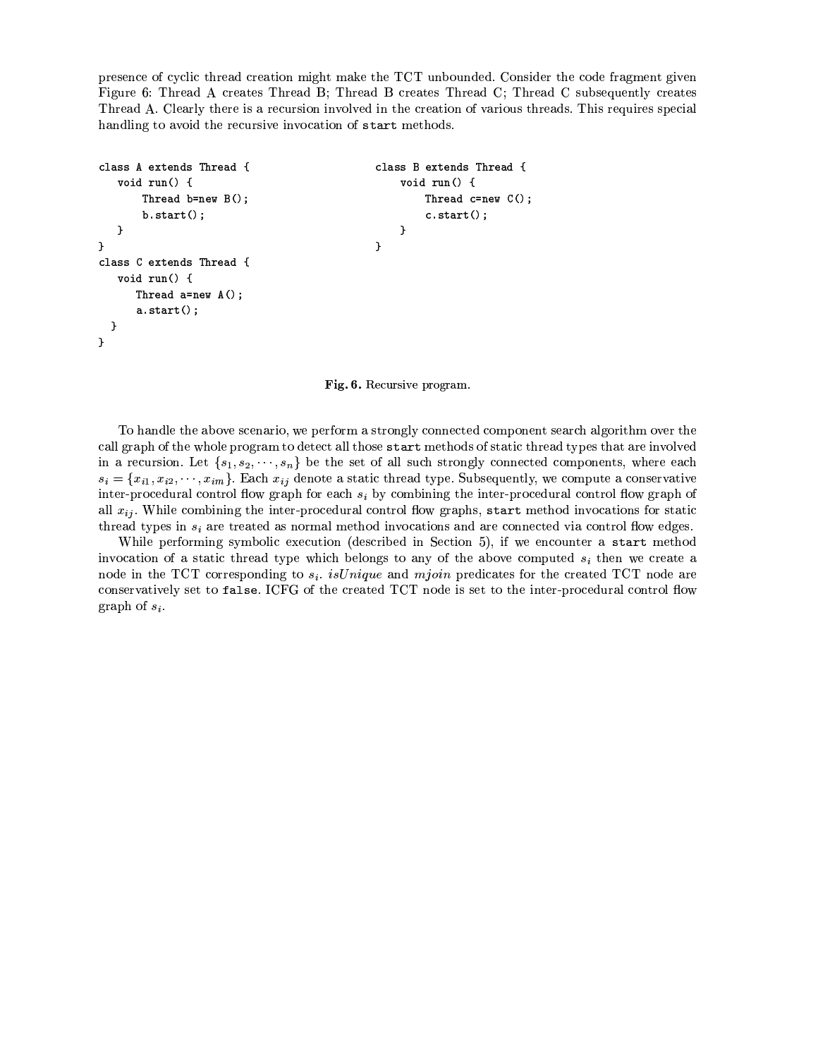presence of cyclic thread creation might make the TCT unbounded. Consider the code fragment given Figure 6: Thread A creates Thread B; Thread B creates Thread C; Thread C subsequently creates Thread A. Clearly there is a recursion involved in the creation of various threads. This requires special handling to avoid the recursive invocation of `start` methods.

```
class A extends Thread {
   void run() {
       Thread b=new B();
       b.start();
   }
}
class B extends Thread {
    void run() {
        Thread c=new C();
        c.start();
    }
}
class C extends Thread {
   void run() {
      Thread a=new A();
      a.start();
  }
}
```

**Fig. 6.** Recursive program.

To handle the above scenario, we perform a strongly connected component search algorithm over the call graph of the whole program to detect all those `start` methods of static thread types that are involved in a recursion. Let $\{s_1, s_2, \cdots, s_n\}$ be the set of all such strongly connected components, where each $s_i = \{x_{i1}, x_{i2}, \cdots, x_{im}\}$. Each $x_{ij}$ denote a static thread type. Subsequently, we compute a conservative inter-procedural control flow graph for each $s_i$ by combining the inter-procedural control flow graph of all $x_{ij}$. While combining the inter-procedural control flow graphs, `start` method invocations for static thread types in $s_i$ are treated as normal method invocations and are connected via control flow edges.

While performing symbolic execution (described in Section 5), if we encounter a `start` method invocation of a static thread type which belongs to any of the above computed $s_i$ then we create a node in the TCT corresponding to $s_i$. *isUnique* and *mjoin* predicates for the created TCT node are conservatively set to `false`. ICFG of the created TCT node is set to the inter-procedural control flow graph of $s_i$.